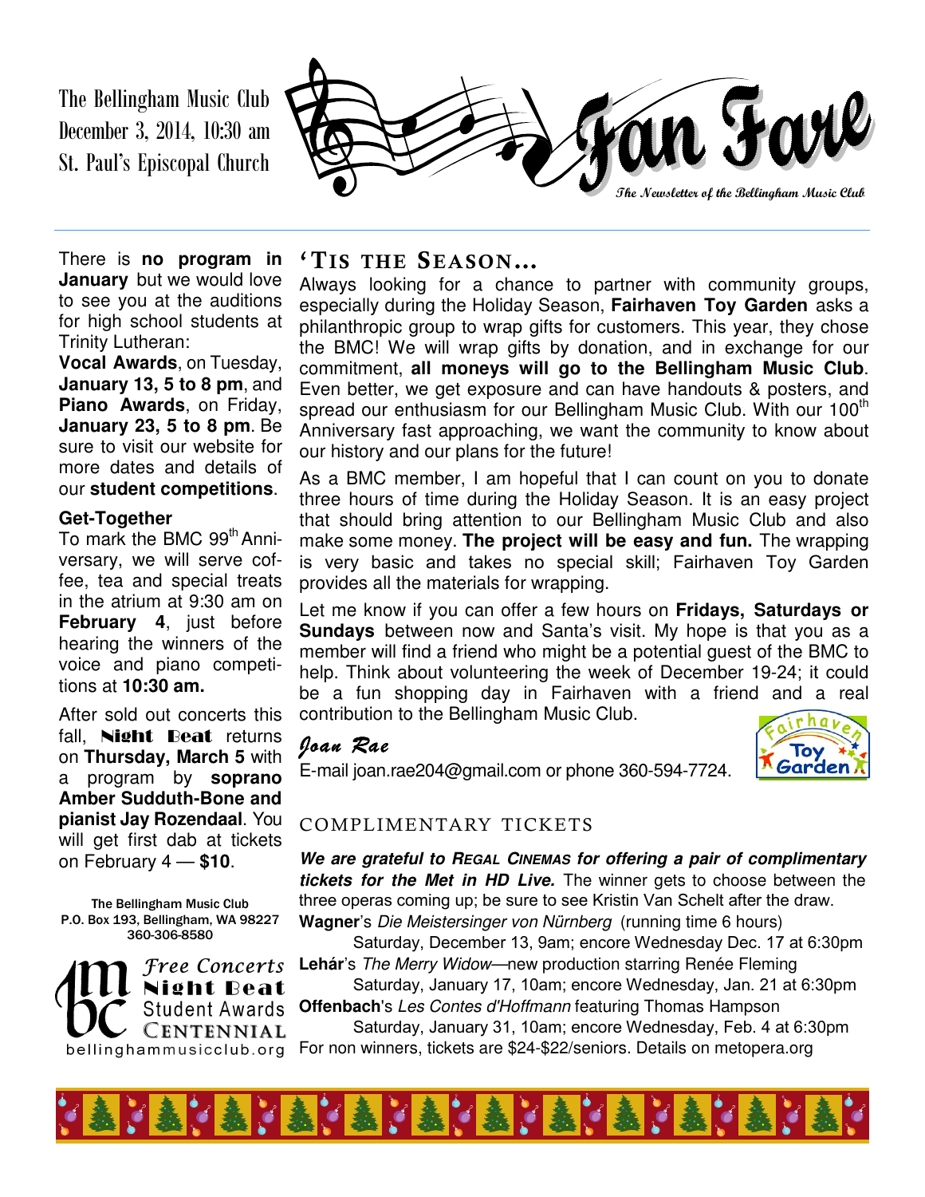The Bellingham Music Club
December 3, 2014, 10:30 am
St. Paul's Episcopal Church

# Fan Fare

*The Newsletter of the Bellingham Music Club*

There is **no program in January** but we would love to see you at the auditions for high school students at Trinity Lutheran:

**Vocal Awards**, on Tuesday, **January 13, 5 to 8 pm**, and **Piano Awards**, on Friday, **January 23, 5 to 8 pm**. Be sure to visit our website for more dates and details of our **student competitions**.

### Get-Together

To mark the BMC 99th Anniversary, we will serve coffee, tea and special treats in the atrium at 9:30 am on **February 4**, just before hearing the winners of the voice and piano competitions at **10:30 am.**

After sold out concerts this fall, **Night Beat** returns on **Thursday, March 5** with a program by **soprano Amber Sudduth-Bone and pianist Jay Rozendaal**. You will get first dab at tickets on February 4 — **$10**.

The Bellingham Music Club
P.O. Box 193, Bellingham, WA 98227
360-306-8580

*Free Concerts*
**Night Beat**
Student Awards
CENTENNIAL
bellinghammusicclub.org

## 'TIS THE SEASON…

Always looking for a chance to partner with community groups, especially during the Holiday Season, **Fairhaven Toy Garden** asks a philanthropic group to wrap gifts for customers. This year, they chose the BMC! We will wrap gifts by donation, and in exchange for our commitment, **all moneys will go to the Bellingham Music Club**. Even better, we get exposure and can have handouts & posters, and spread our enthusiasm for our Bellingham Music Club. With our 100th Anniversary fast approaching, we want the community to know about our history and our plans for the future!

As a BMC member, I am hopeful that I can count on you to donate three hours of time during the Holiday Season. It is an easy project that should bring attention to our Bellingham Music Club and also make some money. **The project will be easy and fun.** The wrapping is very basic and takes no special skill; Fairhaven Toy Garden provides all the materials for wrapping.

Let me know if you can offer a few hours on **Fridays, Saturdays or Sundays** between now and Santa's visit. My hope is that you as a member will find a friend who might be a potential guest of the BMC to help. Think about volunteering the week of December 19-24; it could be a fun shopping day in Fairhaven with a friend and a real contribution to the Bellingham Music Club.

*Joan Rae*
E-mail joan.rae204@gmail.com or phone 360-594-7724.

## COMPLIMENTARY TICKETS

***We are grateful to REGAL CINEMAS for offering a pair of complimentary tickets for the Met in HD Live.*** The winner gets to choose between the three operas coming up; be sure to see Kristin Van Schelt after the draw.

**Wagner**'s *Die Meistersinger von Nürnberg* (running time 6 hours)
Saturday, December 13, 9am; encore Wednesday Dec. 17 at 6:30pm

**Lehár**'s *The Merry Widow*—new production starring Renée Fleming
Saturday, January 17, 10am; encore Wednesday, Jan. 21 at 6:30pm

**Offenbach**'s *Les Contes d'Hoffmann* featuring Thomas Hampson
Saturday, January 31, 10am; encore Wednesday, Feb. 4 at 6:30pm

For non winners, tickets are $24-$22/seniors. Details on metopera.org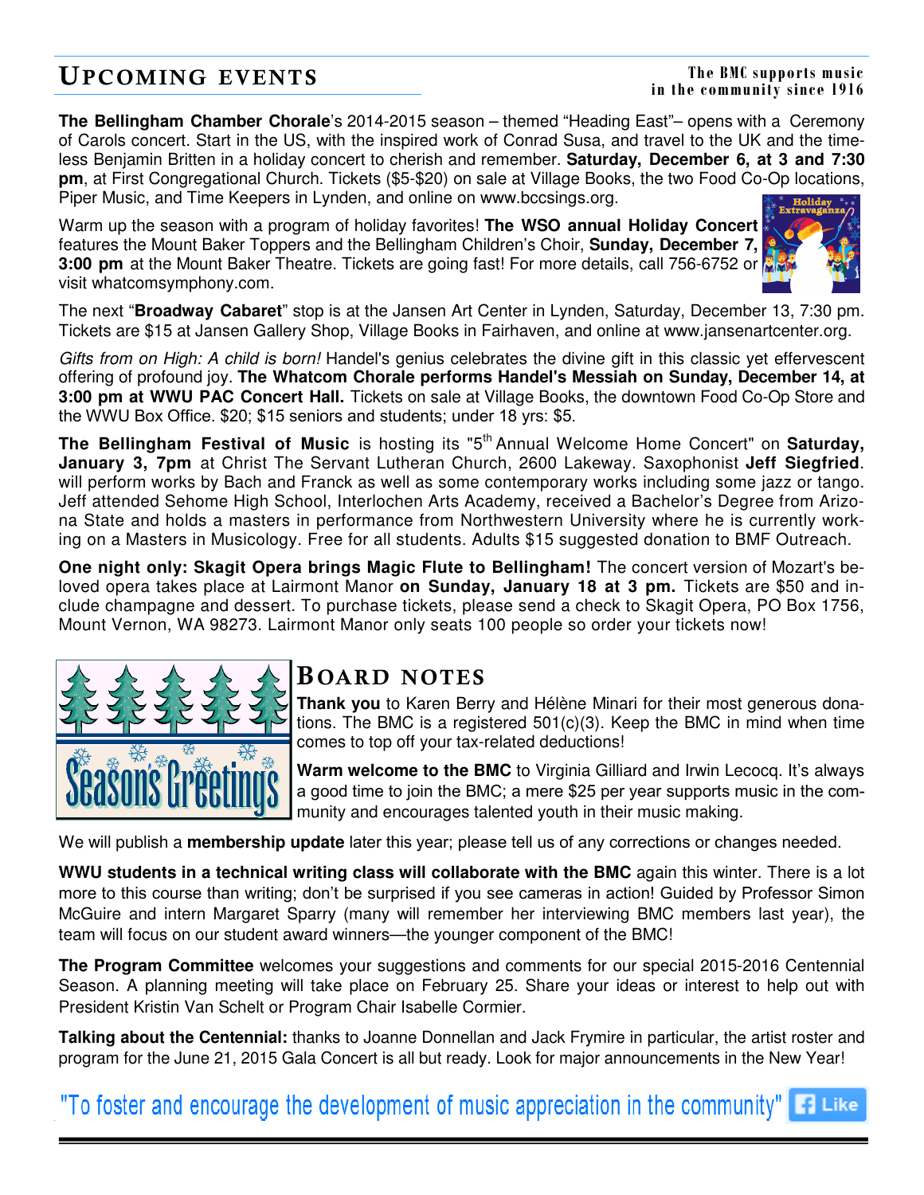## Upcoming events

The BMC supports music in the community since 1916

**The Bellingham Chamber Chorale**'s 2014-2015 season – themed "Heading East"– opens with a Ceremony of Carols concert. Start in the US, with the inspired work of Conrad Susa, and travel to the UK and the timeless Benjamin Britten in a holiday concert to cherish and remember. **Saturday, December 6, at 3 and 7:30 pm**, at First Congregational Church. Tickets ($5-$20) on sale at Village Books, the two Food Co-Op locations, Piper Music, and Time Keepers in Lynden, and online on www.bccsings.org.

Warm up the season with a program of holiday favorites! **The WSO annual Holiday Concert** features the Mount Baker Toppers and the Bellingham Children's Choir, **Sunday, December 7, 3:00 pm** at the Mount Baker Theatre. Tickets are going fast! For more details, call 756-6752 or visit whatcomsymphony.com.

The next "**Broadway Cabaret**" stop is at the Jansen Art Center in Lynden, Saturday, December 13, 7:30 pm. Tickets are $15 at Jansen Gallery Shop, Village Books in Fairhaven, and online at www.jansenartcenter.org.

*Gifts from on High: A child is born!* Handel's genius celebrates the divine gift in this classic yet effervescent offering of profound joy. **The Whatcom Chorale performs Handel's Messiah on Sunday, December 14, at 3:00 pm at WWU PAC Concert Hall.** Tickets on sale at Village Books, the downtown Food Co-Op Store and the WWU Box Office. $20; $15 seniors and students; under 18 yrs: $5.

**The Bellingham Festival of Music** is hosting its "5th Annual Welcome Home Concert" on **Saturday, January 3, 7pm** at Christ The Servant Lutheran Church, 2600 Lakeway. Saxophonist **Jeff Siegfried**. will perform works by Bach and Franck as well as some contemporary works including some jazz or tango. Jeff attended Sehome High School, Interlochen Arts Academy, received a Bachelor's Degree from Arizona State and holds a masters in performance from Northwestern University where he is currently working on a Masters in Musicology. Free for all students. Adults $15 suggested donation to BMF Outreach.

**One night only: Skagit Opera brings Magic Flute to Bellingham!** The concert version of Mozart's beloved opera takes place at Lairmont Manor **on Sunday, January 18 at 3 pm.** Tickets are $50 and include champagne and dessert. To purchase tickets, please send a check to Skagit Opera, PO Box 1756, Mount Vernon, WA 98273. Lairmont Manor only seats 100 people so order your tickets now!

## Board notes

**Thank you** to Karen Berry and Hélène Minari for their most generous donations. The BMC is a registered 501(c)(3). Keep the BMC in mind when time comes to top off your tax-related deductions!

**Warm welcome to the BMC** to Virginia Gilliard and Irwin Lecocq. It's always a good time to join the BMC; a mere $25 per year supports music in the community and encourages talented youth in their music making.

We will publish a **membership update** later this year; please tell us of any corrections or changes needed.

**WWU students in a technical writing class will collaborate with the BMC** again this winter. There is a lot more to this course than writing; don't be surprised if you see cameras in action! Guided by Professor Simon McGuire and intern Margaret Sparry (many will remember her interviewing BMC members last year), the team will focus on our student award winners—the younger component of the BMC!

**The Program Committee** welcomes your suggestions and comments for our special 2015-2016 Centennial Season. A planning meeting will take place on February 25. Share your ideas or interest to help out with President Kristin Van Schelt or Program Chair Isabelle Cormier.

**Talking about the Centennial:** thanks to Joanne Donnellan and Jack Frymire in particular, the artist roster and program for the June 21, 2015 Gala Concert is all but ready. Look for major announcements in the New Year!

"To foster and encourage the development of music appreciation in the community"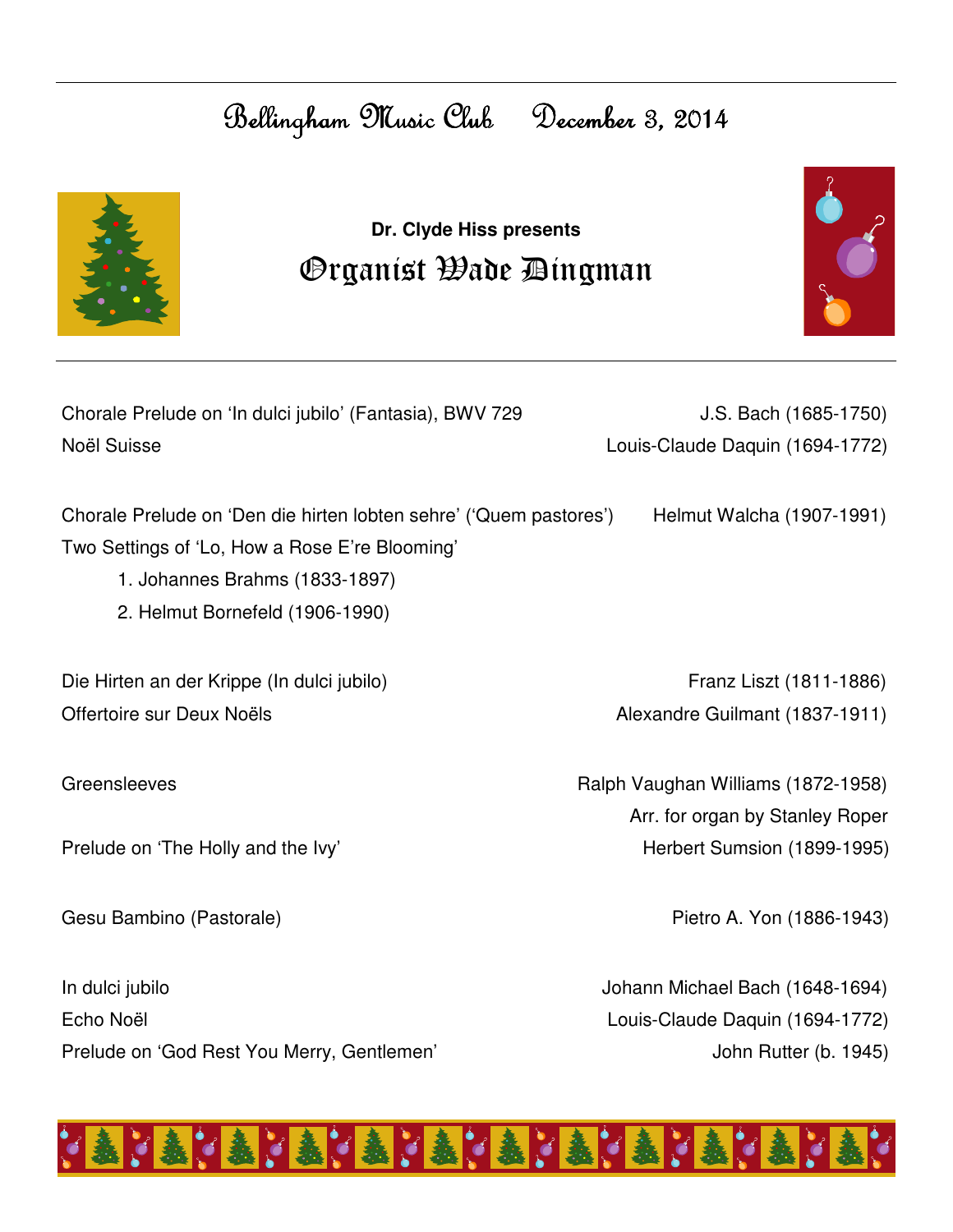# Bellingham Music Club December 3, 2014

**Dr. Clyde Hiss presents**

## Organist Wade Dingman

Chorale Prelude on 'In dulci jubilo' (Fantasia), BWV 729 — J.S. Bach (1685-1750)
Noël Suisse — Louis-Claude Daquin (1694-1772)

Chorale Prelude on 'Den die hirten lobten sehre' ('Quem pastores') — Helmut Walcha (1907-1991)
Two Settings of 'Lo, How a Rose E're Blooming'

1. Johannes Brahms (1833-1897)
2. Helmut Bornefeld (1906-1990)

Die Hirten an der Krippe (In dulci jubilo) — Franz Liszt (1811-1886)
Offertoire sur Deux Noëls — Alexandre Guilmant (1837-1911)

Greensleeves — Ralph Vaughan Williams (1872-1958)
Arr. for organ by Stanley Roper
Prelude on 'The Holly and the Ivy' — Herbert Sumsion (1899-1995)

Gesu Bambino (Pastorale) — Pietro A. Yon (1886-1943)

In dulci jubilo — Johann Michael Bach (1648-1694)
Echo Noël — Louis-Claude Daquin (1694-1772)
Prelude on 'God Rest You Merry, Gentlemen' — John Rutter (b. 1945)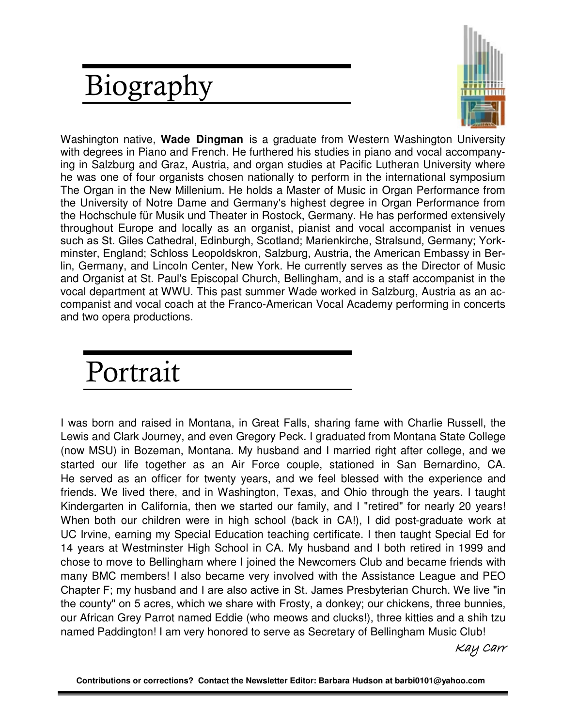# Biography

Washington native, **Wade Dingman** is a graduate from Western Washington University with degrees in Piano and French. He furthered his studies in piano and vocal accompanying in Salzburg and Graz, Austria, and organ studies at Pacific Lutheran University where he was one of four organists chosen nationally to perform in the international symposium The Organ in the New Millenium. He holds a Master of Music in Organ Performance from the University of Notre Dame and Germany's highest degree in Organ Performance from the Hochschule für Musik und Theater in Rostock, Germany. He has performed extensively throughout Europe and locally as an organist, pianist and vocal accompanist in venues such as St. Giles Cathedral, Edinburgh, Scotland; Marienkirche, Stralsund, Germany; Yorkminster, England; Schloss Leopoldskron, Salzburg, Austria, the American Embassy in Berlin, Germany, and Lincoln Center, New York. He currently serves as the Director of Music and Organist at St. Paul's Episcopal Church, Bellingham, and is a staff accompanist in the vocal department at WWU. This past summer Wade worked in Salzburg, Austria as an accompanist and vocal coach at the Franco-American Vocal Academy performing in concerts and two opera productions.

# Portrait

I was born and raised in Montana, in Great Falls, sharing fame with Charlie Russell, the Lewis and Clark Journey, and even Gregory Peck. I graduated from Montana State College (now MSU) in Bozeman, Montana. My husband and I married right after college, and we started our life together as an Air Force couple, stationed in San Bernardino, CA. He served as an officer for twenty years, and we feel blessed with the experience and friends. We lived there, and in Washington, Texas, and Ohio through the years. I taught Kindergarten in California, then we started our family, and I "retired" for nearly 20 years! When both our children were in high school (back in CA!), I did post-graduate work at UC Irvine, earning my Special Education teaching certificate. I then taught Special Ed for 14 years at Westminster High School in CA. My husband and I both retired in 1999 and chose to move to Bellingham where I joined the Newcomers Club and became friends with many BMC members! I also became very involved with the Assistance League and PEO Chapter F; my husband and I are also active in St. James Presbyterian Church. We live "in the county" on 5 acres, which we share with Frosty, a donkey; our chickens, three bunnies, our African Grey Parrot named Eddie (who meows and clucks!), three kitties and a shih tzu named Paddington! I am very honored to serve as Secretary of Bellingham Music Club!

*Kay Carr*

**Contributions or corrections? Contact the Newsletter Editor: Barbara Hudson at barbi0101@yahoo.com**